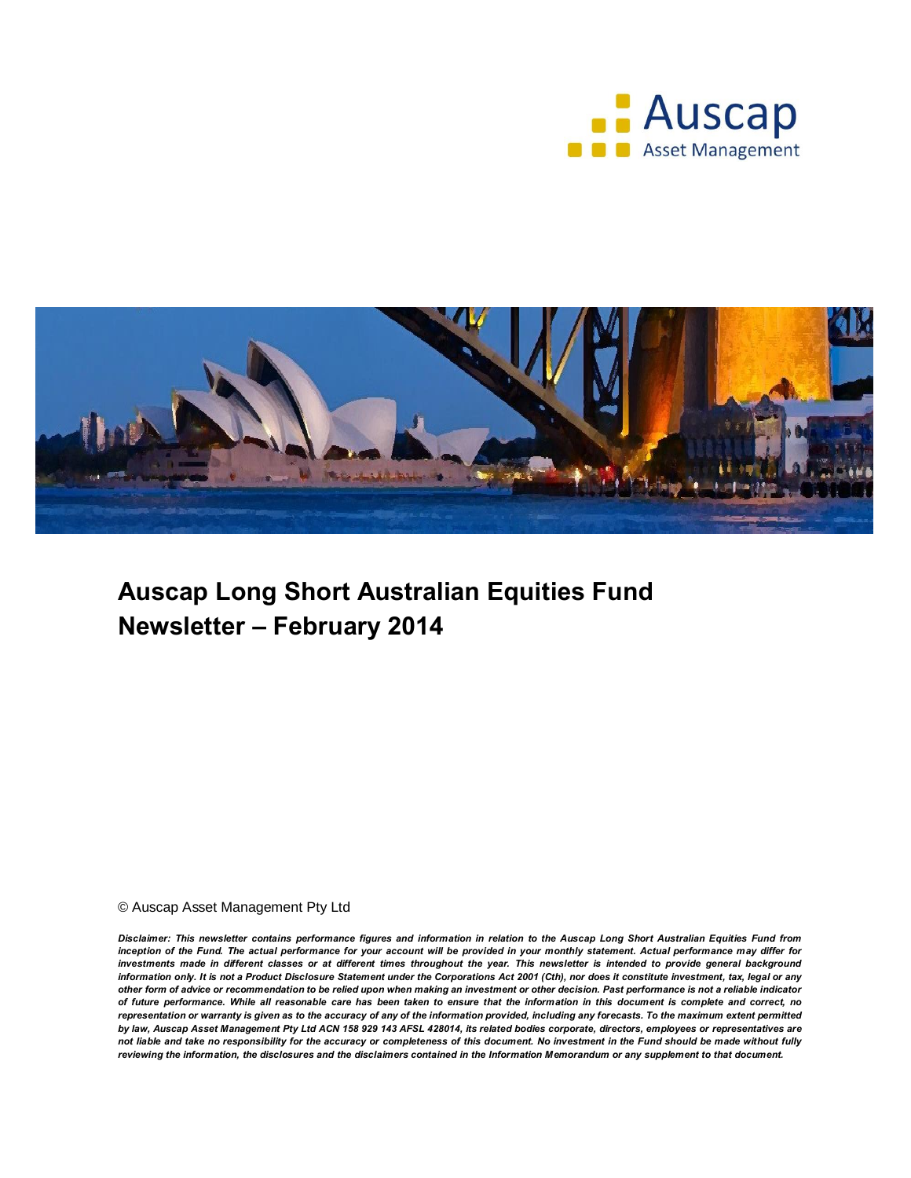Auscap

Asset Management

# Auscap Long Short Australian Equities Fund Newsletter – February 2014

© Auscap Asset Management Pty Ltd

***Disclaimer: This newsletter contains performance figures and information in relation to the Auscap Long Short Australian Equities Fund from inception of the Fund. The actual performance for your account will be provided in your monthly statement. Actual performance may differ for investments made in different classes or at different times throughout the year. This newsletter is intended to provide general background information only. It is not a Product Disclosure Statement under the Corporations Act 2001 (Cth), nor does it constitute investment, tax, legal or any other form of advice or recommendation to be relied upon when making an investment or other decision. Past performance is not a reliable indicator of future performance. While all reasonable care has been taken to ensure that the information in this document is complete and correct, no representation or warranty is given as to the accuracy of any of the information provided, including any forecasts. To the maximum extent permitted by law, Auscap Asset Management Pty Ltd ACN 158 929 143 AFSL 428014, its related bodies corporate, directors, employees or representatives are not liable and take no responsibility for the accuracy or completeness of this document. No investment in the Fund should be made without fully reviewing the information, the disclosures and the disclaimers contained in the Information Memorandum or any supplement to that document.***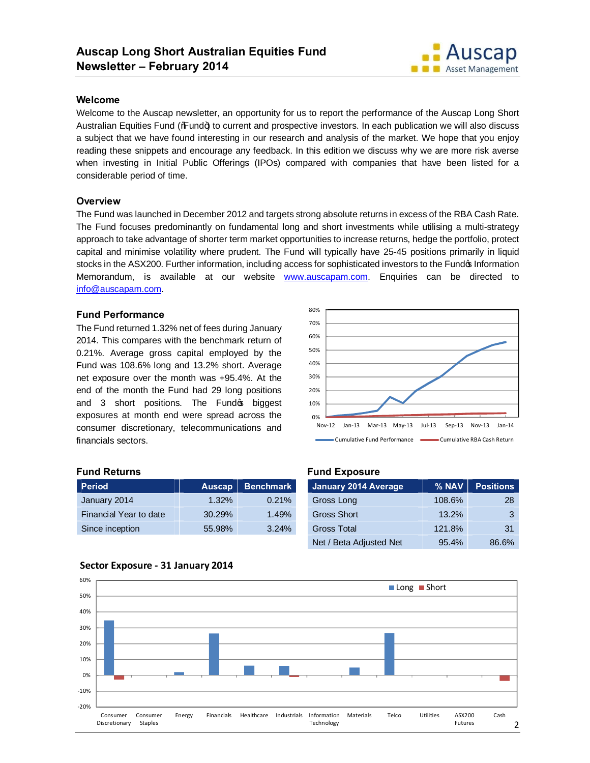## Welcome

Welcome to the Auscap newsletter, an opportunity for us to report the performance of the Auscap Long Short Australian Equities Fund ("Fund") to current and prospective investors. In each publication we will also discuss a subject that we have found interesting in our research and analysis of the market. We hope that you enjoy reading these snippets and encourage any feedback. In this edition we discuss why we are more risk averse when investing in Initial Public Offerings (IPOs) compared with companies that have been listed for a considerable period of time.

## Overview

The Fund was launched in December 2012 and targets strong absolute returns in excess of the RBA Cash Rate. The Fund focuses predominantly on fundamental long and short investments while utilising a multi-strategy approach to take advantage of shorter term market opportunities to increase returns, hedge the portfolio, protect capital and minimise volatility where prudent. The Fund will typically have 25-45 positions primarily in liquid stocks in the ASX200. Further information, including access for sophisticated investors to the Fund's Information Memorandum, is available at our website www.auscapam.com. Enquiries can be directed to info@auscapam.com.

## Fund Performance

The Fund returned 1.32% net of fees during January 2014. This compares with the benchmark return of 0.21%. Average gross capital employed by the Fund was 108.6% long and 13.2% short. Average net exposure over the month was +95.4%. At the end of the month the Fund had 29 long positions and 3 short positions. The Fund's biggest exposures at month end were spread across the consumer discretionary, telecommunications and financials sectors.

## Fund Returns

| Period | Auscap | Benchmark |
|---|---|---|
| January 2014 | 1.32% | 0.21% |
| Financial Year to date | 30.29% | 1.49% |
| Since inception | 55.98% | 3.24% |

## Fund Exposure

| January 2014 Average | % NAV | Positions |
|---|---|---|
| Gross Long | 108.6% | 28 |
| Gross Short | 13.2% | 3 |
| Gross Total | 121.8% | 31 |
| Net / Beta Adjusted Net | 95.4% | 86.6% |

## Sector Exposure - 31 January 2014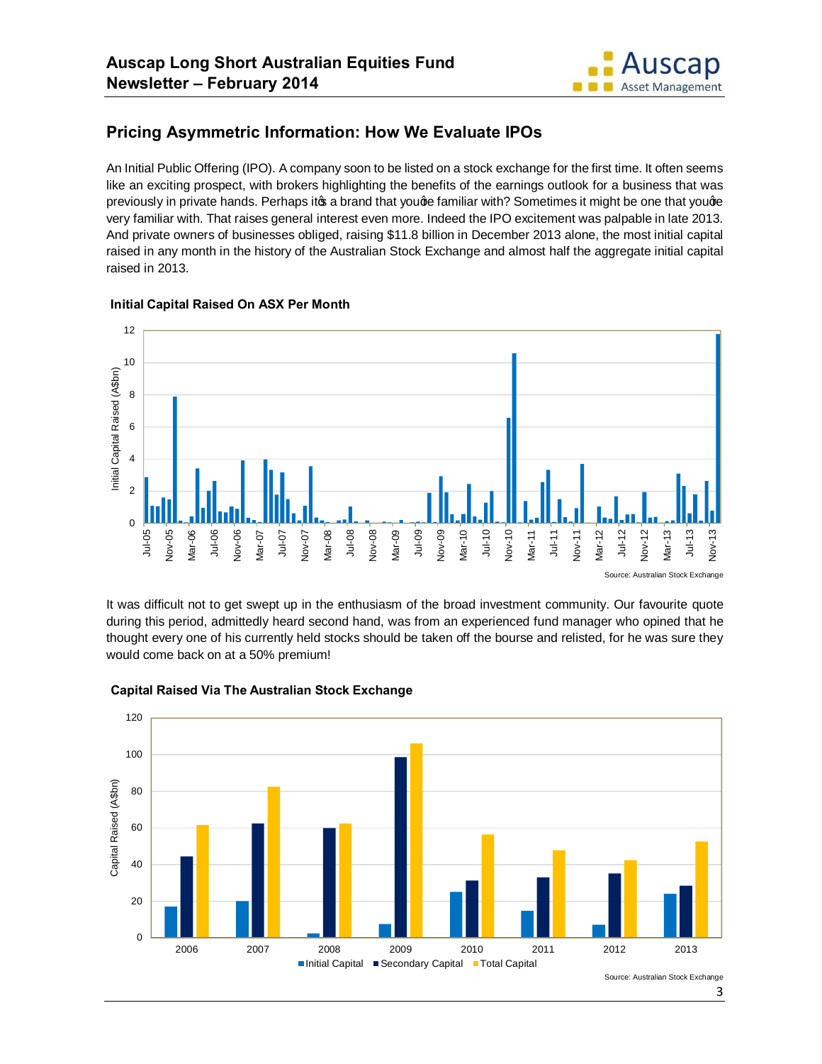## Pricing Asymmetric Information: How We Evaluate IPOs

An Initial Public Offering (IPO). A company soon to be listed on a stock exchange for the first time. It often seems like an exciting prospect, with brokers highlighting the benefits of the earnings outlook for a business that was previously in private hands. Perhaps it's a brand that you're familiar with? Sometimes it might be one that you're very familiar with. That raises general interest even more. Indeed the IPO excitement was palpable in late 2013. And private owners of businesses obliged, raising $11.8 billion in December 2013 alone, the most initial capital raised in any month in the history of the Australian Stock Exchange and almost half the aggregate initial capital raised in 2013.

**Initial Capital Raised On ASX Per Month**

Source: Australian Stock Exchange

It was difficult not to get swept up in the enthusiasm of the broad investment community. Our favourite quote during this period, admittedly heard second hand, was from an experienced fund manager who opined that he thought every one of his currently held stocks should be taken off the bourse and relisted, for he was sure they would come back on at a 50% premium!

**Capital Raised Via The Australian Stock Exchange**

Source: Australian Stock Exchange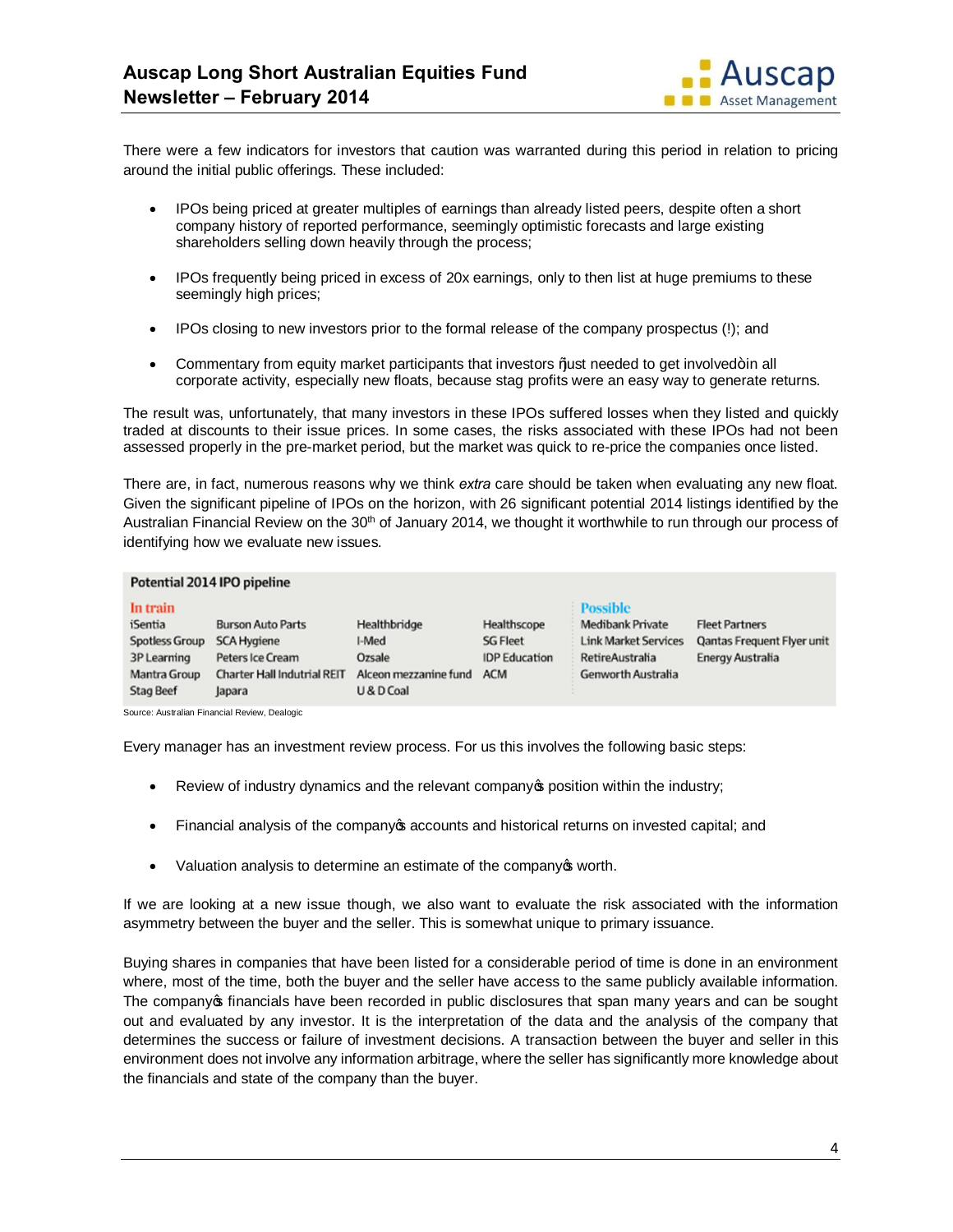There were a few indicators for investors that caution was warranted during this period in relation to pricing around the initial public offerings. These included:

- IPOs being priced at greater multiples of earnings than already listed peers, despite often a short company history of reported performance, seemingly optimistic forecasts and large existing shareholders selling down heavily through the process;
- IPOs frequently being priced in excess of 20x earnings, only to then list at huge premiums to these seemingly high prices;
- IPOs closing to new investors prior to the formal release of the company prospectus (!); and
- Commentary from equity market participants that investors "just needed to get involved" in all corporate activity, especially new floats, because stag profits were an easy way to generate returns.

The result was, unfortunately, that many investors in these IPOs suffered losses when they listed and quickly traded at discounts to their issue prices. In some cases, the risks associated with these IPOs had not been assessed properly in the pre-market period, but the market was quick to re-price the companies once listed.

There are, in fact, numerous reasons why we think *extra* care should be taken when evaluating any new float. Given the significant pipeline of IPOs on the horizon, with 26 significant potential 2014 listings identified by the Australian Financial Review on the 30th of January 2014, we thought it worthwhile to run through our process of identifying how we evaluate new issues.

**Potential 2014 IPO pipeline**

| In train | | | | Possible | |
|---|---|---|---|---|---|
| iSentia | Burson Auto Parts | Healthbridge | Healthscope | Medibank Private | Fleet Partners |
| Spotless Group | SCA Hygiene | I-Med | SG Fleet | Link Market Services | Qantas Frequent Flyer unit |
| 3P Learning | Peters Ice Cream | Ozsale | IDP Education | RetireAustralia | Energy Australia |
| Mantra Group | Charter Hall Indutrial REIT | Alceon mezzanine fund | ACM | Genworth Australia | |
| Stag Beef | Japara | U & D Coal | | | |

Source: Australian Financial Review, Dealogic

Every manager has an investment review process. For us this involves the following basic steps:

- Review of industry dynamics and the relevant company's position within the industry;
- Financial analysis of the company's accounts and historical returns on invested capital; and
- Valuation analysis to determine an estimate of the company's worth.

If we are looking at a new issue though, we also want to evaluate the risk associated with the information asymmetry between the buyer and the seller. This is somewhat unique to primary issuance.

Buying shares in companies that have been listed for a considerable period of time is done in an environment where, most of the time, both the buyer and the seller have access to the same publicly available information. The company's financials have been recorded in public disclosures that span many years and can be sought out and evaluated by any investor. It is the interpretation of the data and the analysis of the company that determines the success or failure of investment decisions. A transaction between the buyer and seller in this environment does not involve any information arbitrage, where the seller has significantly more knowledge about the financials and state of the company than the buyer.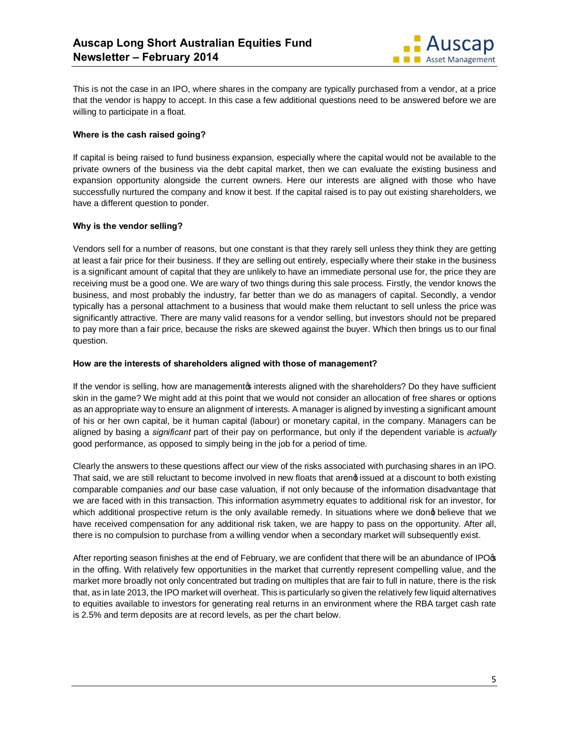This is not the case in an IPO, where shares in the company are typically purchased from a vendor, at a price that the vendor is happy to accept. In this case a few additional questions need to be answered before we are willing to participate in a float.

**Where is the cash raised going?**

If capital is being raised to fund business expansion, especially where the capital would not be available to the private owners of the business via the debt capital market, then we can evaluate the existing business and expansion opportunity alongside the current owners. Here our interests are aligned with those who have successfully nurtured the company and know it best. If the capital raised is to pay out existing shareholders, we have a different question to ponder.

**Why is the vendor selling?**

Vendors sell for a number of reasons, but one constant is that they rarely sell unless they think they are getting at least a fair price for their business. If they are selling out entirely, especially where their stake in the business is a significant amount of capital that they are unlikely to have an immediate personal use for, the price they are receiving must be a good one. We are wary of two things during this sale process. Firstly, the vendor knows the business, and most probably the industry, far better than we do as managers of capital. Secondly, a vendor typically has a personal attachment to a business that would make them reluctant to sell unless the price was significantly attractive. There are many valid reasons for a vendor selling, but investors should not be prepared to pay more than a fair price, because the risks are skewed against the buyer. Which then brings us to our final question.

**How are the interests of shareholders aligned with those of management?**

If the vendor is selling, how are management's interests aligned with the shareholders? Do they have sufficient skin in the game? We might add at this point that we would not consider an allocation of free shares or options as an appropriate way to ensure an alignment of interests. A manager is aligned by investing a significant amount of his or her own capital, be it human capital (labour) or monetary capital, in the company. Managers can be aligned by basing a *significant* part of their pay on performance, but only if the dependent variable is *actually* good performance, as opposed to simply being in the job for a period of time.

Clearly the answers to these questions affect our view of the risks associated with purchasing shares in an IPO. That said, we are still reluctant to become involved in new floats that aren't issued at a discount to both existing comparable companies *and* our base case valuation, if not only because of the information disadvantage that we are faced with in this transaction. This information asymmetry equates to additional risk for an investor, for which additional prospective return is the only available remedy. In situations where we don't believe that we have received compensation for any additional risk taken, we are happy to pass on the opportunity. After all, there is no compulsion to purchase from a willing vendor when a secondary market will subsequently exist.

After reporting season finishes at the end of February, we are confident that there will be an abundance of IPO's in the offing. With relatively few opportunities in the market that currently represent compelling value, and the market more broadly not only concentrated but trading on multiples that are fair to full in nature, there is the risk that, as in late 2013, the IPO market will overheat. This is particularly so given the relatively few liquid alternatives to equities available to investors for generating real returns in an environment where the RBA target cash rate is 2.5% and term deposits are at record levels, as per the chart below.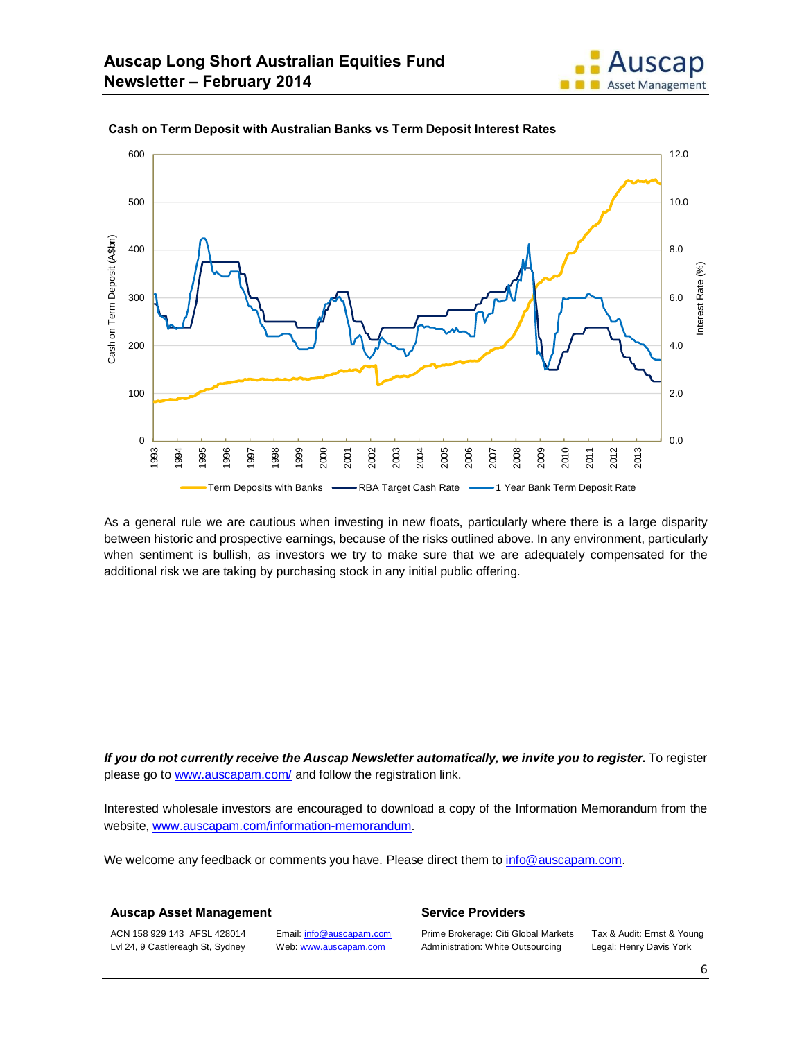**Cash on Term Deposit with Australian Banks vs Term Deposit Interest Rates**

Cash on Term Deposit (A$bn)

600
500
400
300
200
100
0

Interest Rate (%)

12.0
10.0
8.0
6.0
4.0
2.0
0.0

1993 1994 1995 1996 1997 1998 1999 2000 2001 2002 2003 2004 2005 2006 2007 2008 2009 2010 2011 2012 2013

Term Deposits with Banks — RBA Target Cash Rate — 1 Year Bank Term Deposit Rate

As a general rule we are cautious when investing in new floats, particularly where there is a large disparity between historic and prospective earnings, because of the risks outlined above. In any environment, particularly when sentiment is bullish, as investors we try to make sure that we are adequately compensated for the additional risk we are taking by purchasing stock in any initial public offering.

***If you do not currently receive the Auscap Newsletter automatically, we invite you to register.*** To register please go to [www.auscapam.com/](http://www.auscapam.com/) and follow the registration link.

Interested wholesale investors are encouraged to download a copy of the Information Memorandum from the website, [www.auscapam.com/information-memorandum](http://www.auscapam.com/information-memorandum).

We welcome any feedback or comments you have. Please direct them to [info@auscapam.com](mailto:info@auscapam.com).

**Auscap Asset Management**

ACN 158 929 143 AFSL 428014
Lvl 24, 9 Castlereagh St, Sydney

Email: [info@auscapam.com](mailto:info@auscapam.com)
Web: [www.auscapam.com](http://www.auscapam.com)

**Service Providers**

Prime Brokerage: Citi Global Markets
Administration: White Outsourcing

Tax & Audit: Ernst & Young
Legal: Henry Davis York